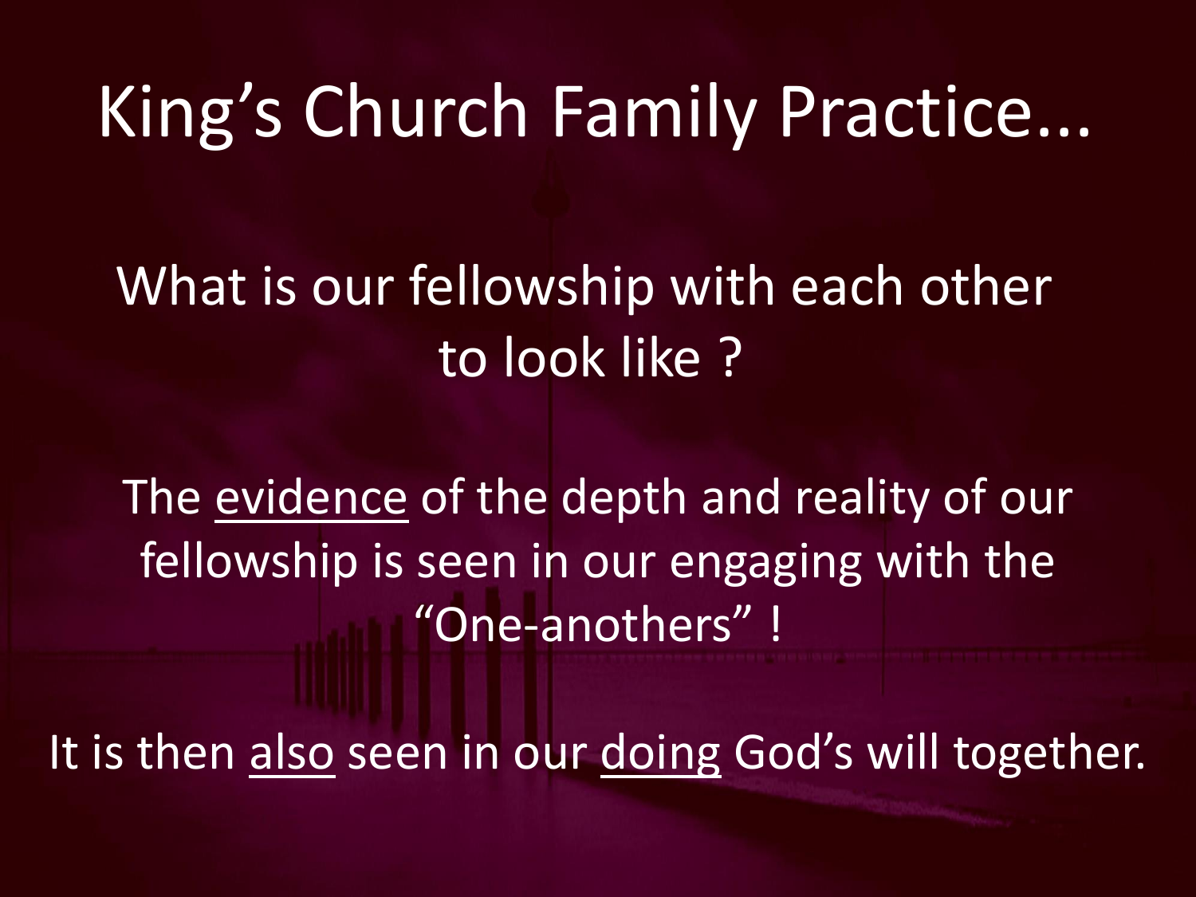# King's Church Family Practice...

What is our fellowship with each other to look like ?

The <u>evidence</u> of the depth and reality of our fellowship is seen in our engaging with the "One-anothers" !

It is then <u>also</u> seen in our <u>doing</u> God's will together.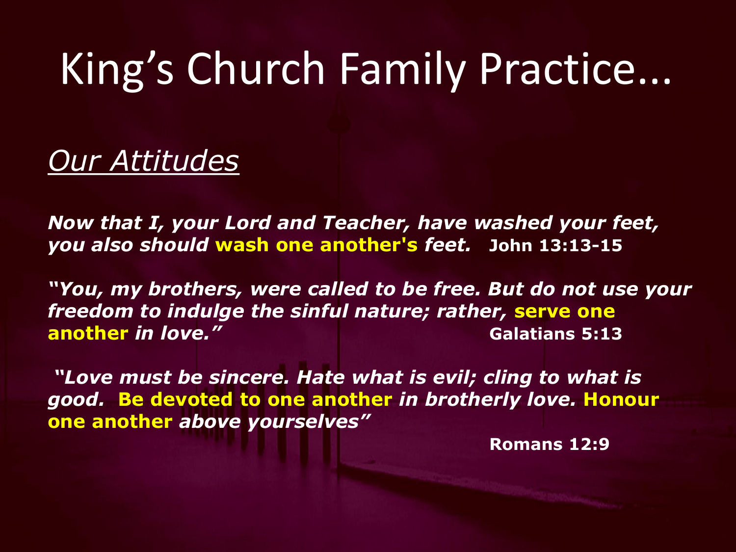# King’s Church Family Practice...

## *Our Attitudes*

***Now that I, your Lord and Teacher, have washed your feet, you also should wash one another's feet.*** **John 13:13-15**

***“You, my brothers, were called to be free. But do not use your freedom to indulge the sinful nature; rather, serve one another in love.”*** **Galatians 5:13**

***“Love must be sincere. Hate what is evil; cling to what is good. Be devoted to one another in brotherly love. Honour one another above yourselves”***

**Romans 12:9**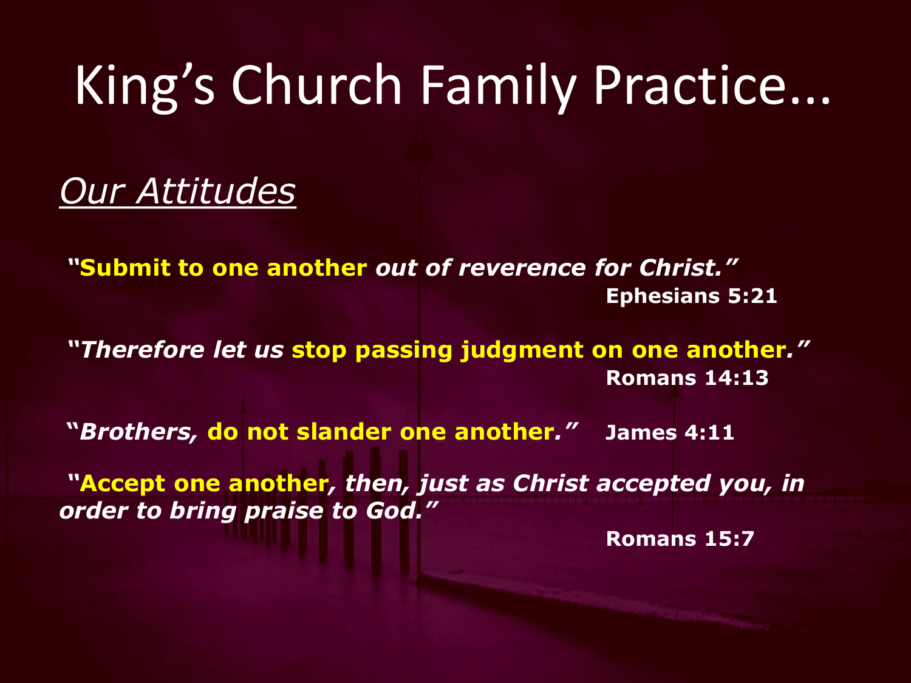# King's Church Family Practice…

## *Our Attitudes*

***"Submit to one another** out of reverence for Christ."*

**Ephesians 5:21**

*"Therefore let us **stop passing judgment on one another.**"*

**Romans 14:13**

*"Brothers, **do not slander one another.**"* **James 4:11**

***"Accept one another**, then, just as Christ accepted you, in order to bring praise to God."*

**Romans 15:7**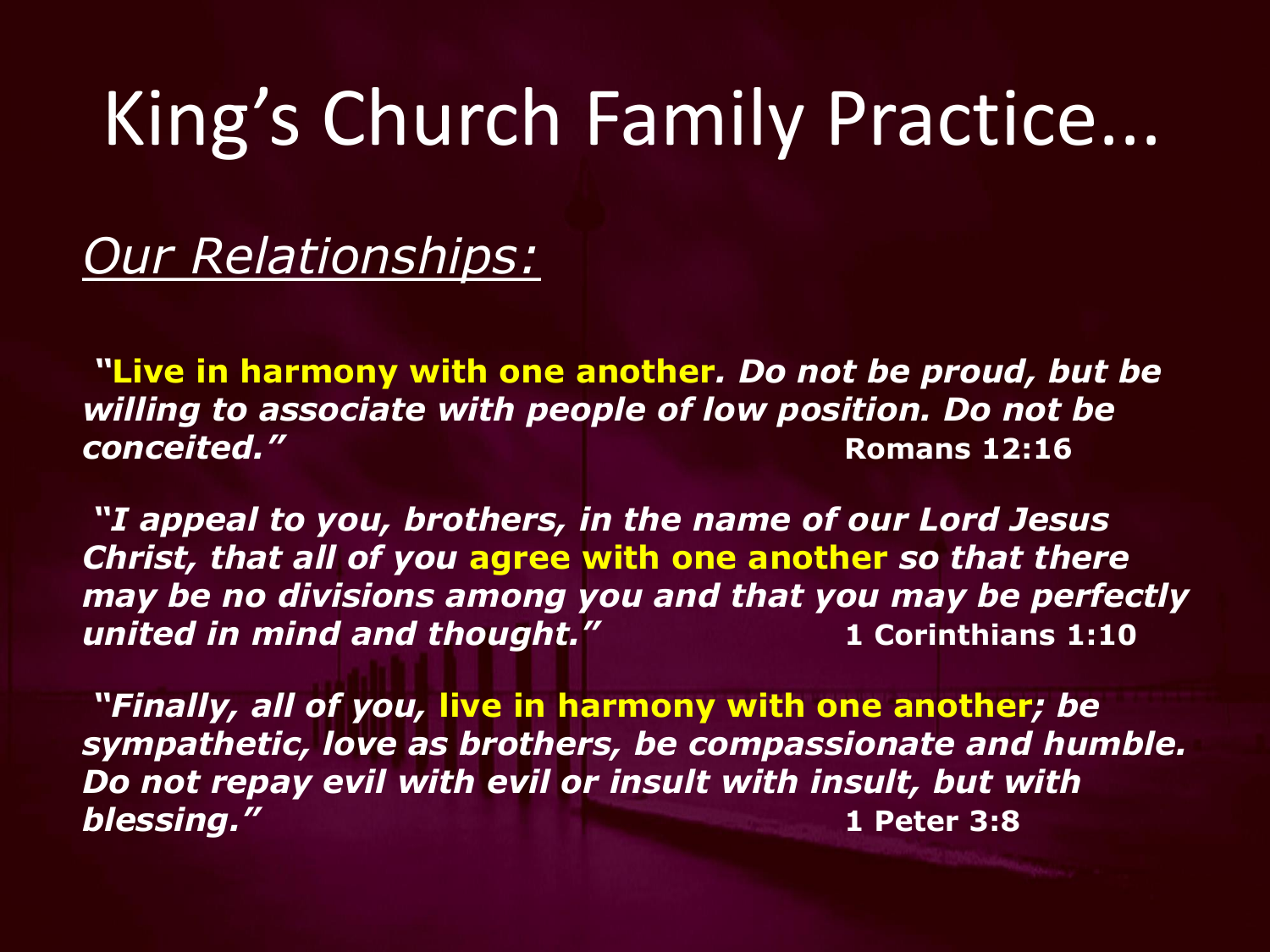# King’s Church Family Practice…

*Our Relationships:*

***“Live in harmony with one another. Do not be proud, but be willing to associate with people of low position. Do not be conceited.”*** **Romans 12:16**

***“I appeal to you, brothers, in the name of our Lord Jesus Christ, that all of you agree with one another so that there may be no divisions among you and that you may be perfectly united in mind and thought.”*** **1 Corinthians 1:10**

***“Finally, all of you, live in harmony with one another; be sympathetic, love as brothers, be compassionate and humble. Do not repay evil with evil or insult with insult, but with blessing.”*** **1 Peter 3:8**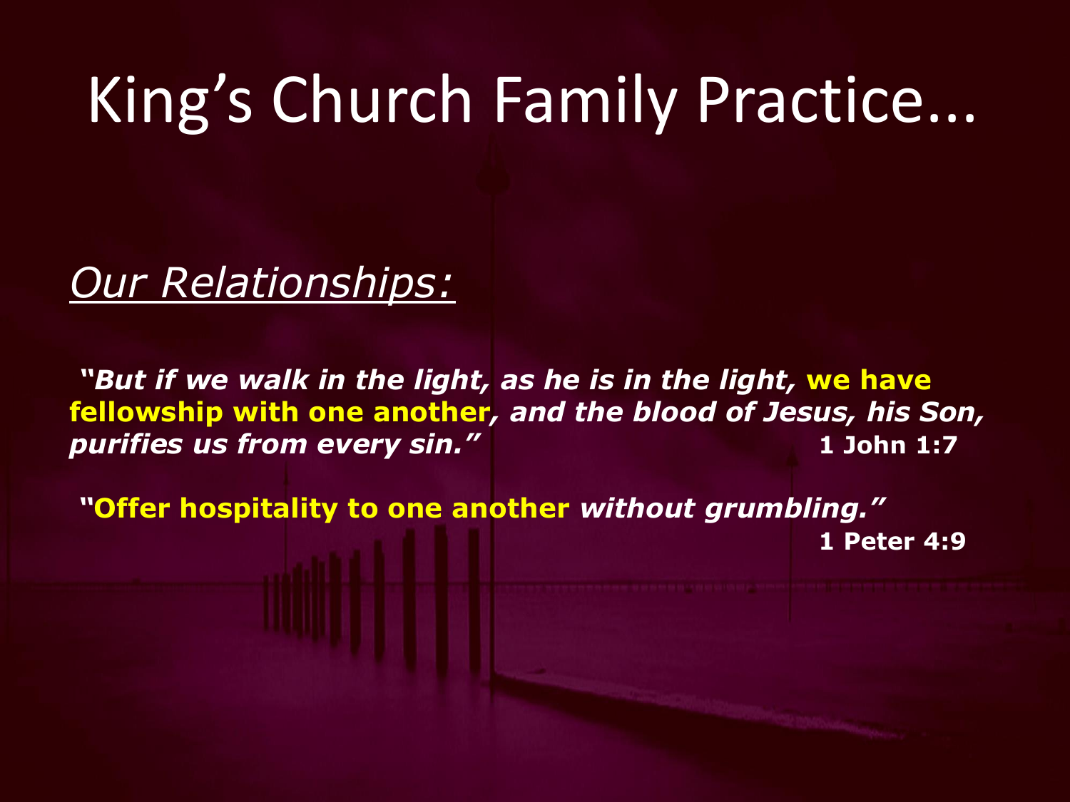# King's Church Family Practice…

*Our Relationships:*

***"But if we walk in the light, as he is in the light,* we have fellowship with one another*, and the blood of Jesus, his Son, purifies us from every sin."*** **1 John 1:7**

**"Offer hospitality to one another *without grumbling."*** **1 Peter 4:9**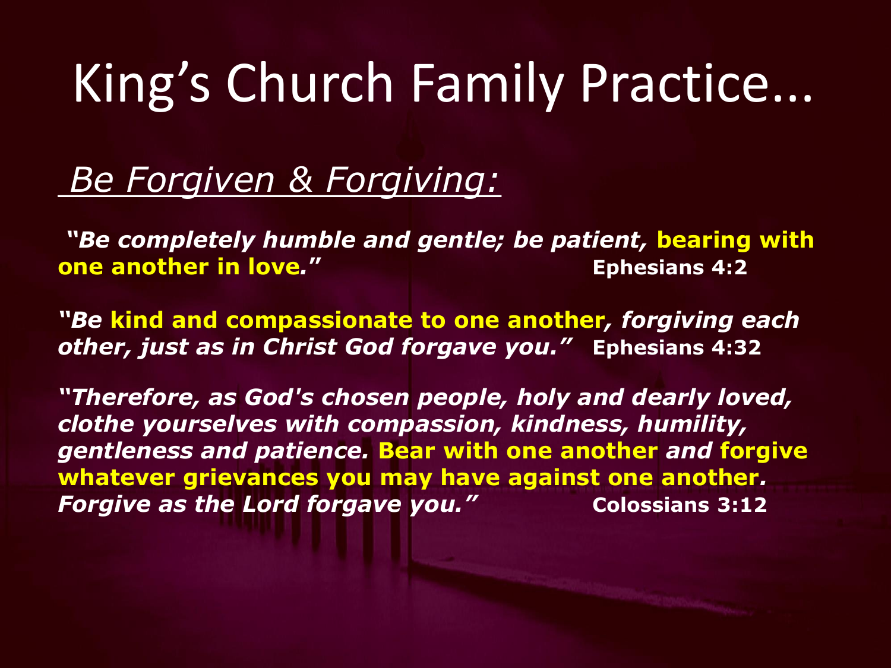# King's Church Family Practice…

## *Be Forgiven & Forgiving:*

***"Be completely humble and gentle; be patient, bearing with one another in love."*** **Ephesians 4:2**

***"Be kind and compassionate to one another, forgiving each other, just as in Christ God forgave you."*** **Ephesians 4:32**

***"Therefore, as God's chosen people, holy and dearly loved, clothe yourselves with compassion, kindness, humility, gentleness and patience. Bear with one another and forgive whatever grievances you may have against one another. Forgive as the Lord forgave you."*** **Colossians 3:12**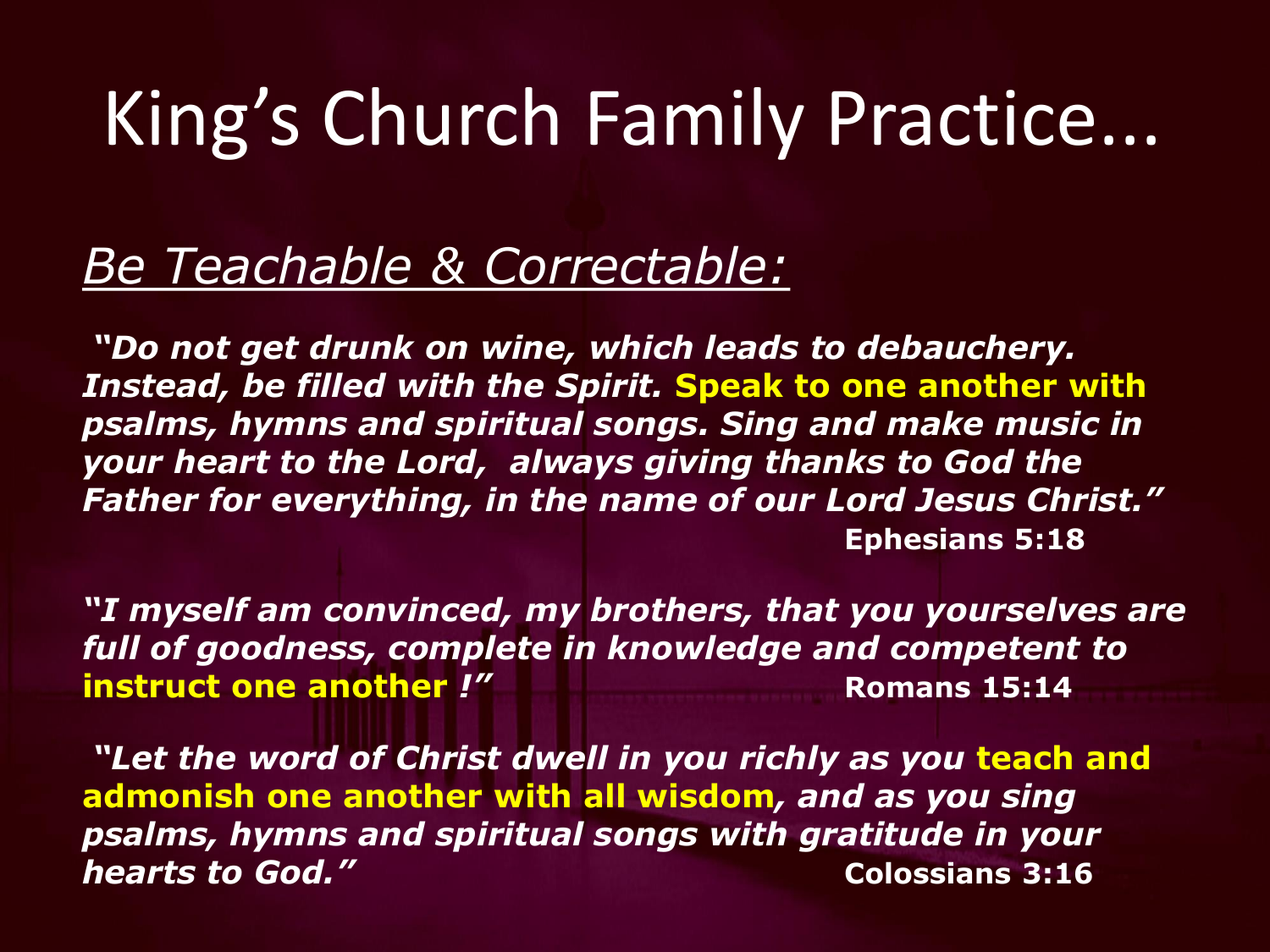# King's Church Family Practice…

## *Be Teachable & Correctable:*

***"Do not get drunk on wine, which leads to debauchery. Instead, be filled with the Spirit. Speak to one another with psalms, hymns and spiritual songs. Sing and make music in your heart to the Lord, always giving thanks to God the Father for everything, in the name of our Lord Jesus Christ."***

**Ephesians 5:18**

***"I myself am convinced, my brothers, that you yourselves are full of goodness, complete in knowledge and competent to instruct one another !"***

**Romans 15:14**

***"Let the word of Christ dwell in you richly as you teach and admonish one another with all wisdom, and as you sing psalms, hymns and spiritual songs with gratitude in your hearts to God."***

**Colossians 3:16**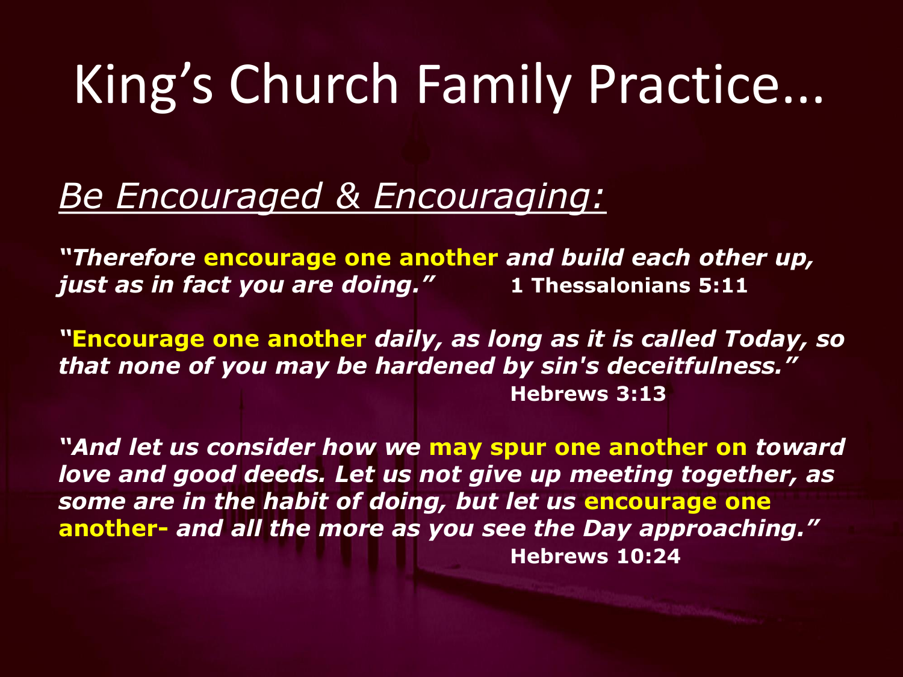# King's Church Family Practice…

## *Be Encouraged & Encouraging:*

***"Therefore encourage one another and build each other up, just as in fact you are doing."*** **1 Thessalonians 5:11**

***"Encourage one another daily, as long as it is called Today, so that none of you may be hardened by sin's deceitfulness."*** **Hebrews 3:13**

***"And let us consider how we may spur one another on toward love and good deeds. Let us not give up meeting together, as some are in the habit of doing, but let us encourage one another- and all the more as you see the Day approaching."*** **Hebrews 10:24**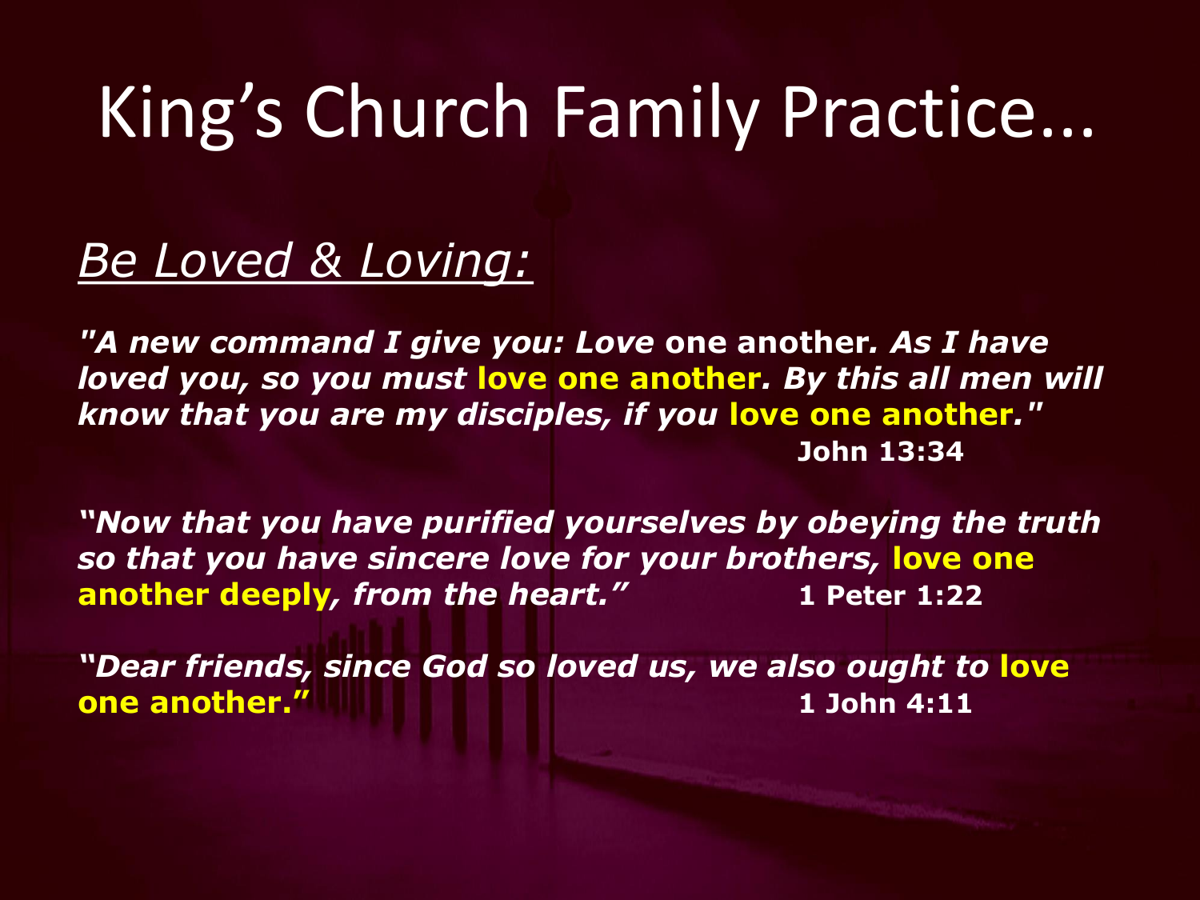# King's Church Family Practice…

## *Be Loved & Loving:*

***"A new command I give you: Love*** **one another*****. As I have loved you, so you must* love one another*. By this all men will know that you are my disciples, if you* love one another*."***
**John 13:34**

***"Now that you have purified yourselves by obeying the truth so that you have sincere love for your brothers,*** **love one another deeply*****, from the heart."*** **1 Peter 1:22**

***"Dear friends, since God so loved us, we also ought to*** **love one another."** **1 John 4:11**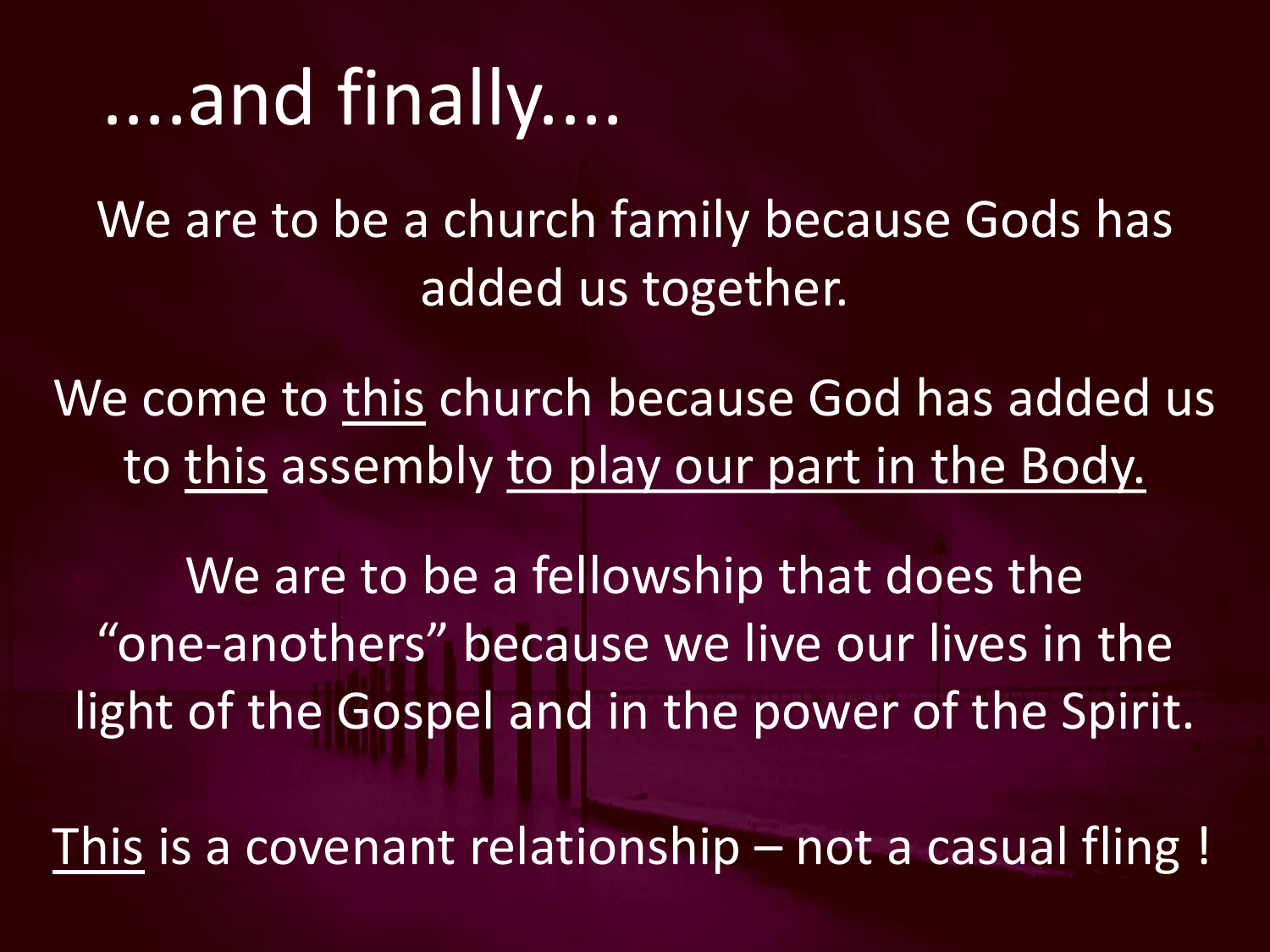# ....and finally....

We are to be a church family because Gods has added us together.

We come to <u>this</u> church because God has added us to <u>this</u> assembly <u>to play our part in the Body.</u>

We are to be a fellowship that does the “one-anothers” because we live our lives in the light of the Gospel and in the power of the Spirit.

<u>This</u> is a covenant relationship – not a casual fling !